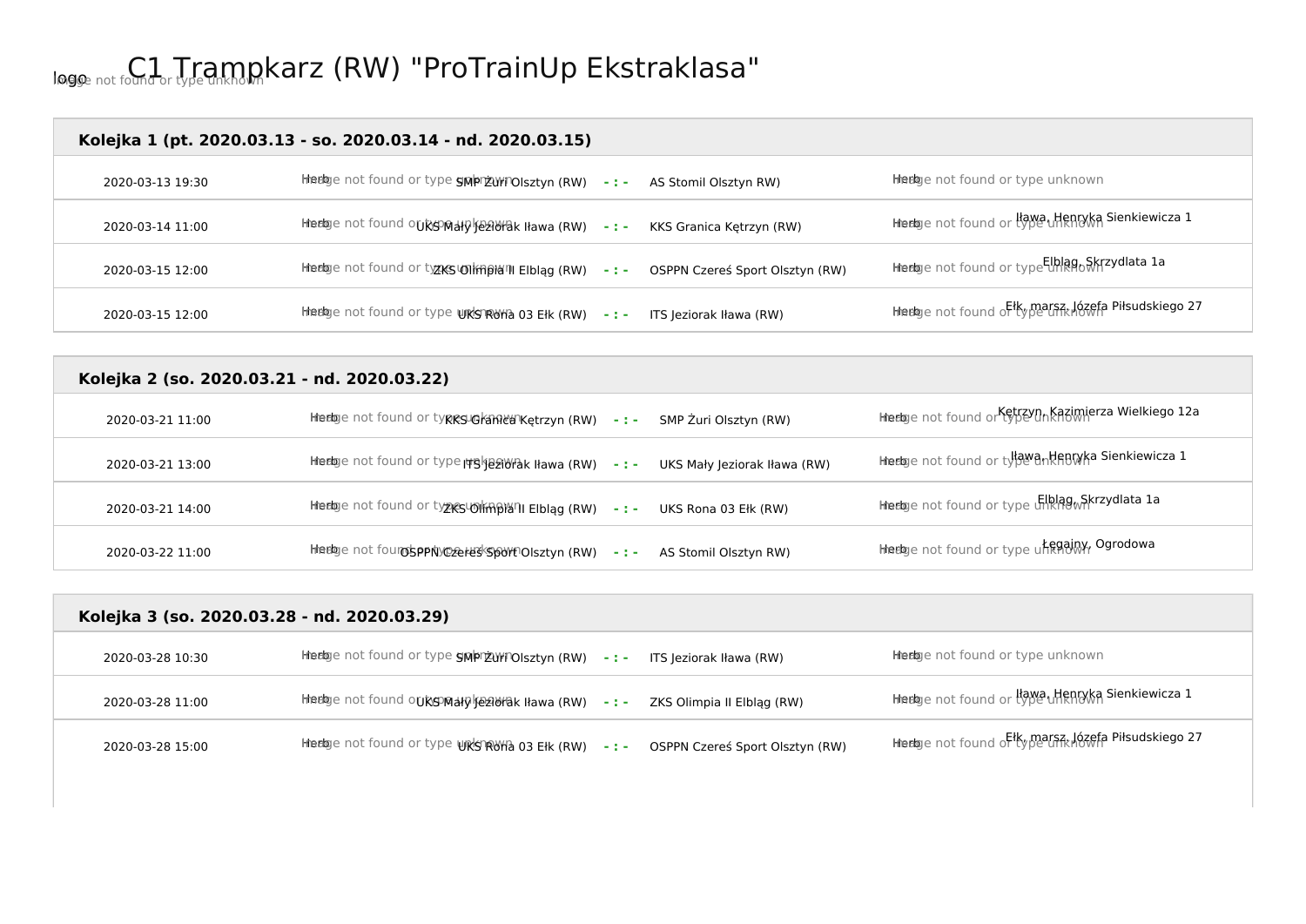# C1 Trampkarz (RW) "ProTrainUp Ekstraklasa"

## Kolejka 1 (pt. 2020.03.13 - so. 2020.03.14 - nd. 2020.03.15)

| Data | Gospodarz | Wynik | Gość | Miejsce |
|---|---|---|---|---|
| 2020-03-13 19:30 | SMP Żuri Olsztyn (RW) | - : - | AS Stomil Olsztyn RW) | |
| 2020-03-14 11:00 | UKS Mały Jeziorak Iława (RW) | - : - | KKS Granica Kętrzyn (RW) | Iława, Henryka Sienkiewicza 1 |
| 2020-03-15 12:00 | ZKS Olimpia II Elbląg (RW) | - : - | OSPPN Czereś Sport Olsztyn (RW) | Elbląg, Skrzydlata 1a |
| 2020-03-15 12:00 | UKS Rona 03 Ełk (RW) | - : - | ITS Jeziorak Iława (RW) | Ełk, marsz. Józefa Piłsudskiego 27 |

## Kolejka 2 (so. 2020.03.21 - nd. 2020.03.22)

| Data | Gospodarz | Wynik | Gość | Miejsce |
|---|---|---|---|---|
| 2020-03-21 11:00 | KKS Granica Kętrzyn (RW) | - : - | SMP Żuri Olsztyn (RW) | Kętrzyn, Kazimierza Wielkiego 12a |
| 2020-03-21 13:00 | ITS Jeziorak Iława (RW) | - : - | UKS Mały Jeziorak Iława (RW) | Iława, Henryka Sienkiewicza 1 |
| 2020-03-21 14:00 | ZKS Olimpia II Elbląg (RW) | - : - | UKS Rona 03 Ełk (RW) | Elbląg, Skrzydlata 1a |
| 2020-03-22 11:00 | OSPPN Czereś Sport Olsztyn (RW) | - : - | AS Stomil Olsztyn RW) | Łęgajny, Ogrodowa |

## Kolejka 3 (so. 2020.03.28 - nd. 2020.03.29)

| Data | Gospodarz | Wynik | Gość | Miejsce |
|---|---|---|---|---|
| 2020-03-28 10:30 | SMP Żuri Olsztyn (RW) | - : - | ITS Jeziorak Iława (RW) | |
| 2020-03-28 11:00 | UKS Mały Jeziorak Iława (RW) | - : - | ZKS Olimpia II Elbląg (RW) | Iława, Henryka Sienkiewicza 1 |
| 2020-03-28 15:00 | UKS Rona 03 Ełk (RW) | - : - | OSPPN Czereś Sport Olsztyn (RW) | Ełk, marsz. Józefa Piłsudskiego 27 |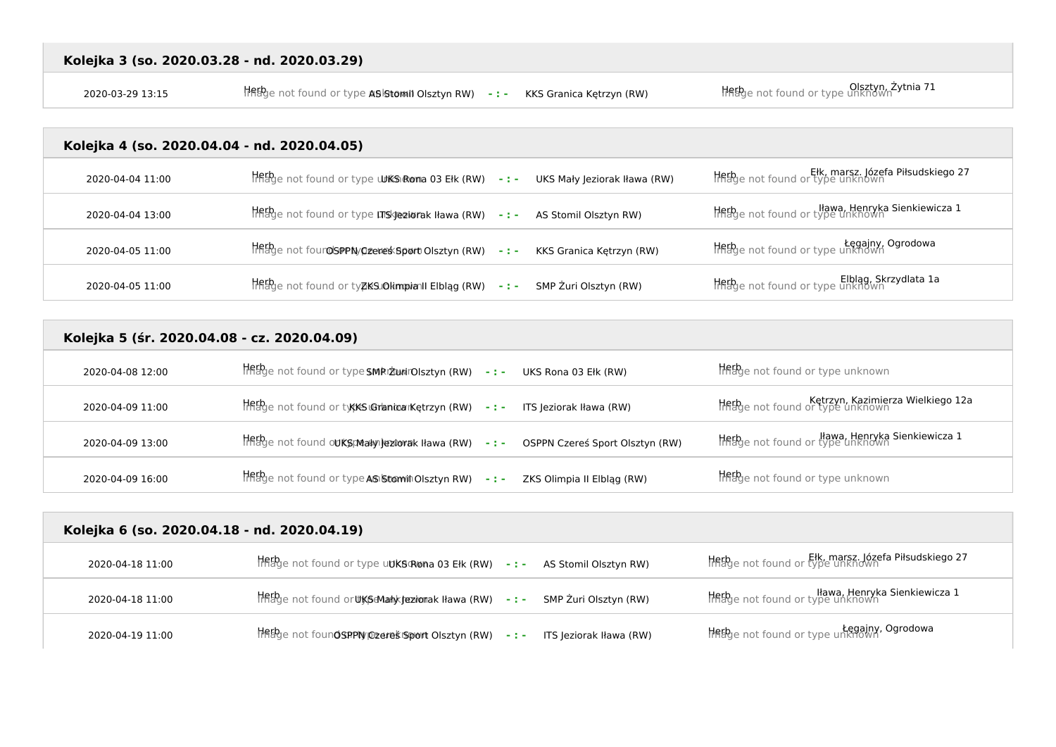## Kolejka 3 (so. 2020.03.28 - nd. 2020.03.29)

| Data | Gospodarz | Wynik | Gość | Miejsce |
|---|---|---|---|---|
| 2020-03-29 13:15 | Herb Image not found or type unknown AS Stomil Olsztyn RW) | - : - | KKS Granica Kętrzyn (RW) | Herb Image not found or type unknown Olsztyn, Żytnia 71 |

## Kolejka 4 (so. 2020.04.04 - nd. 2020.04.05)

| Data | Gospodarz | Wynik | Gość | Miejsce |
|---|---|---|---|---|
| 2020-04-04 11:00 | Herb Image not found or type unknown UKS Rona 03 Ełk (RW) | - : - | UKS Mały Jeziorak Iława (RW) | Herb Image not found or type unknown Ełk, marsz. Józefa Piłsudskiego 27 |
| 2020-04-04 13:00 | Herb Image not found or type unknown ITS Jeziorak Iława (RW) | - : - | AS Stomil Olsztyn RW) | Herb Image not found or type unknown Iława, Henryka Sienkiewicza 1 |
| 2020-04-05 11:00 | Herb Image not found or type unknown OSPPN Czereś Sport Olsztyn (RW) | - : - | KKS Granica Kętrzyn (RW) | Herb Image not found or type unknown Łęgajny, Ogrodowa |
| 2020-04-05 11:00 | Herb Image not found or type unknown ZKS Olimpia II Elbląg (RW) | - : - | SMP Żuri Olsztyn (RW) | Herb Image not found or type unknown Elbląg, Skrzydlata 1a |

## Kolejka 5 (śr. 2020.04.08 - cz. 2020.04.09)

| Data | Gospodarz | Wynik | Gość | Miejsce |
|---|---|---|---|---|
| 2020-04-08 12:00 | Herb Image not found or type unknown SMP Żuri Olsztyn (RW) | - : - | UKS Rona 03 Ełk (RW) | Herb Image not found or type unknown |
| 2020-04-09 11:00 | Herb Image not found or type unknown KKS Granica Kętrzyn (RW) | - : - | ITS Jeziorak Iława (RW) | Herb Image not found or type unknown Kętrzyn, Kazimierza Wielkiego 12a |
| 2020-04-09 13:00 | Herb Image not found or type unknown UKS Mały Jeziorak Iława (RW) | - : - | OSPPN Czereś Sport Olsztyn (RW) | Herb Image not found or type unknown Iława, Henryka Sienkiewicza 1 |
| 2020-04-09 16:00 | Herb Image not found or type unknown AS Stomil Olsztyn RW) | - : - | ZKS Olimpia II Elbląg (RW) | Herb Image not found or type unknown |

## Kolejka 6 (so. 2020.04.18 - nd. 2020.04.19)

| Data | Gospodarz | Wynik | Gość | Miejsce |
|---|---|---|---|---|
| 2020-04-18 11:00 | Herb Image not found or type unknown UKS Rona 03 Ełk (RW) | - : - | AS Stomil Olsztyn RW) | Herb Image not found or type unknown Ełk, marsz. Józefa Piłsudskiego 27 |
| 2020-04-18 11:00 | Herb Image not found or type unknown UKS Mały Jeziorak Iława (RW) | - : - | SMP Żuri Olsztyn (RW) | Herb Image not found or type unknown Iława, Henryka Sienkiewicza 1 |
| 2020-04-19 11:00 | Herb Image not found or type unknown OSPPN Czereś Sport Olsztyn (RW) | - : - | ITS Jeziorak Iława (RW) | Herb Image not found or type unknown Łęgajny, Ogrodowa |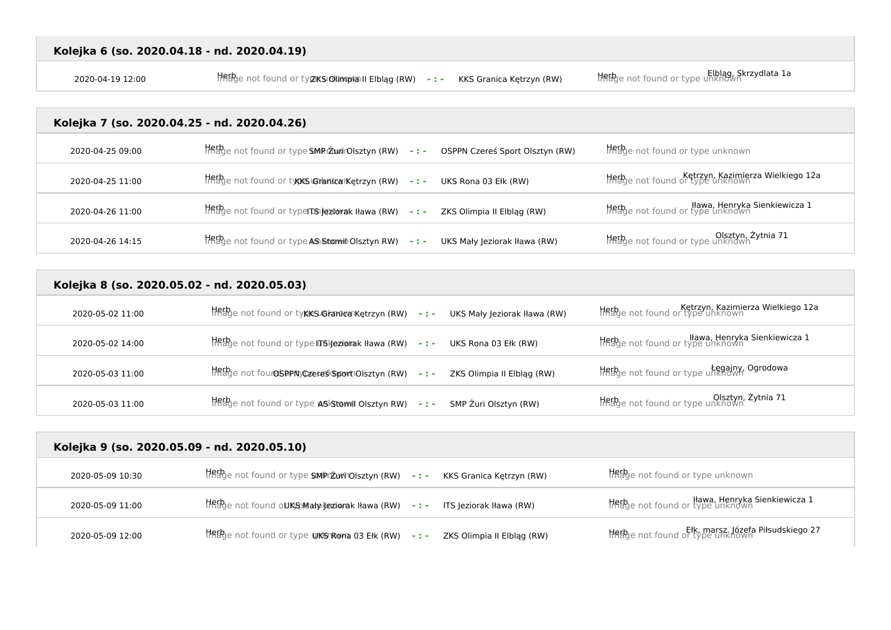## Kolejka 6 (so. 2020.04.18 - nd. 2020.04.19)

| Data | Gospodarz | Wynik | Gość | Miejsce |
|---|---|---|---|---|
| 2020-04-19 12:00 | ZKS Olimpia II Elbląg (RW) | - : - | KKS Granica Kętrzyn (RW) | Elbląg, Skrzydlata 1a |

## Kolejka 7 (so. 2020.04.25 - nd. 2020.04.26)

| Data | Gospodarz | Wynik | Gość | Miejsce |
|---|---|---|---|---|
| 2020-04-25 09:00 | SMP Żuri Olsztyn (RW) | - : - | OSPPN Czereś Sport Olsztyn (RW) | |
| 2020-04-25 11:00 | KKS Granica Kętrzyn (RW) | - : - | UKS Rona 03 Ełk (RW) | Kętrzyn, Kazimierza Wielkiego 12a |
| 2020-04-26 11:00 | ITS Jeziorak Iława (RW) | - : - | ZKS Olimpia II Elbląg (RW) | Iława, Henryka Sienkiewicza 1 |
| 2020-04-26 14:15 | AS Stomil Olsztyn RW) | - : - | UKS Mały Jeziorak Iława (RW) | Olsztyn, Żytnia 71 |

## Kolejka 8 (so. 2020.05.02 - nd. 2020.05.03)

| Data | Gospodarz | Wynik | Gość | Miejsce |
|---|---|---|---|---|
| 2020-05-02 11:00 | KKS Granica Kętrzyn (RW) | - : - | UKS Mały Jeziorak Iława (RW) | Kętrzyn, Kazimierza Wielkiego 12a |
| 2020-05-02 14:00 | ITS Jeziorak Iława (RW) | - : - | UKS Rona 03 Ełk (RW) | Iława, Henryka Sienkiewicza 1 |
| 2020-05-03 11:00 | OSPPN Czereś Sport Olsztyn (RW) | - : - | ZKS Olimpia II Elbląg (RW) | Łęgajny, Ogrodowa |
| 2020-05-03 11:00 | AS Stomil Olsztyn RW) | - : - | SMP Żuri Olsztyn (RW) | Olsztyn, Żytnia 71 |

## Kolejka 9 (so. 2020.05.09 - nd. 2020.05.10)

| Data | Gospodarz | Wynik | Gość | Miejsce |
|---|---|---|---|---|
| 2020-05-09 10:30 | SMP Żuri Olsztyn (RW) | - : - | KKS Granica Kętrzyn (RW) | |
| 2020-05-09 11:00 | UKS Mały Jeziorak Iława (RW) | - : - | ITS Jeziorak Iława (RW) | Iława, Henryka Sienkiewicza 1 |
| 2020-05-09 12:00 | UKS Rona 03 Ełk (RW) | - : - | ZKS Olimpia II Elbląg (RW) | Ełk, marsz. Józefa Piłsudskiego 27 |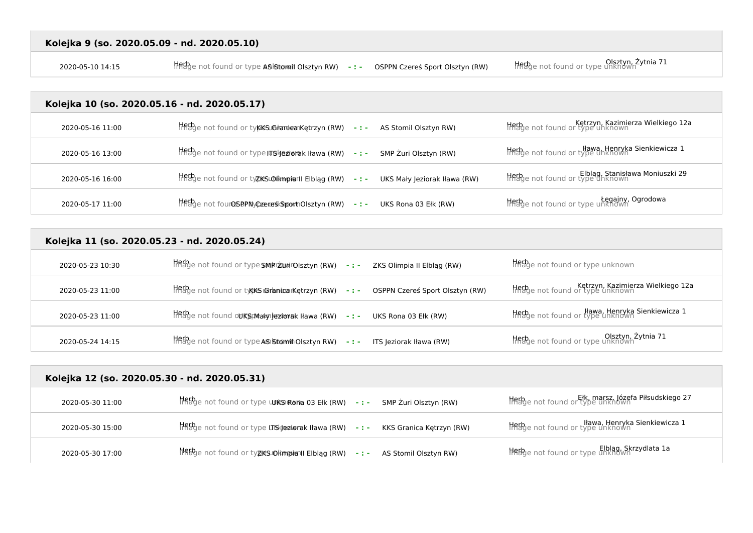### Kolejka 9 (so. 2020.05.09 - nd. 2020.05.10)

| | | | | |
|---|---|---|---|---|
| 2020-05-10 14:15 | AS Stomil Olsztyn RW) | - : - | OSPPN Czereś Sport Olsztyn (RW) | Olsztyn, Żytnia 71 |

### Kolejka 10 (so. 2020.05.16 - nd. 2020.05.17)

| | | | | |
|---|---|---|---|---|
| 2020-05-16 11:00 | KKS Granica Kętrzyn (RW) | - : - | AS Stomil Olsztyn RW) | Kętrzyn, Kazimierza Wielkiego 12a |
| 2020-05-16 13:00 | ITS Jeziorak Iława (RW) | - : - | SMP Żuri Olsztyn (RW) | Iława, Henryka Sienkiewicza 1 |
| 2020-05-16 16:00 | ZKS Olimpia II Elbląg (RW) | - : - | UKS Mały Jeziorak Iława (RW) | Elbląg, Stanisława Moniuszki 29 |
| 2020-05-17 11:00 | OSPPN Czereś Sport Olsztyn (RW) | - : - | UKS Rona 03 Ełk (RW) | Łęgajny, Ogrodowa |

### Kolejka 11 (so. 2020.05.23 - nd. 2020.05.24)

| | | | | |
|---|---|---|---|---|
| 2020-05-23 10:30 | SMP Żuri Olsztyn (RW) | - : - | ZKS Olimpia II Elbląg (RW) | |
| 2020-05-23 11:00 | KKS Granica Kętrzyn (RW) | - : - | OSPPN Czereś Sport Olsztyn (RW) | Kętrzyn, Kazimierza Wielkiego 12a |
| 2020-05-23 11:00 | UKS Mały Jeziorak Iława (RW) | - : - | UKS Rona 03 Ełk (RW) | Iława, Henryka Sienkiewicza 1 |
| 2020-05-24 14:15 | AS Stomil Olsztyn RW) | - : - | ITS Jeziorak Iława (RW) | Olsztyn, Żytnia 71 |

### Kolejka 12 (so. 2020.05.30 - nd. 2020.05.31)

| | | | | |
|---|---|---|---|---|
| 2020-05-30 11:00 | UKS Rona 03 Ełk (RW) | - : - | SMP Żuri Olsztyn (RW) | Ełk, marsz. Józefa Piłsudskiego 27 |
| 2020-05-30 15:00 | ITS Jeziorak Iława (RW) | - : - | KKS Granica Kętrzyn (RW) | Iława, Henryka Sienkiewicza 1 |
| 2020-05-30 17:00 | ZKS Olimpia II Elbląg (RW) | - : - | AS Stomil Olsztyn RW) | Elbląg, Skrzydlata 1a |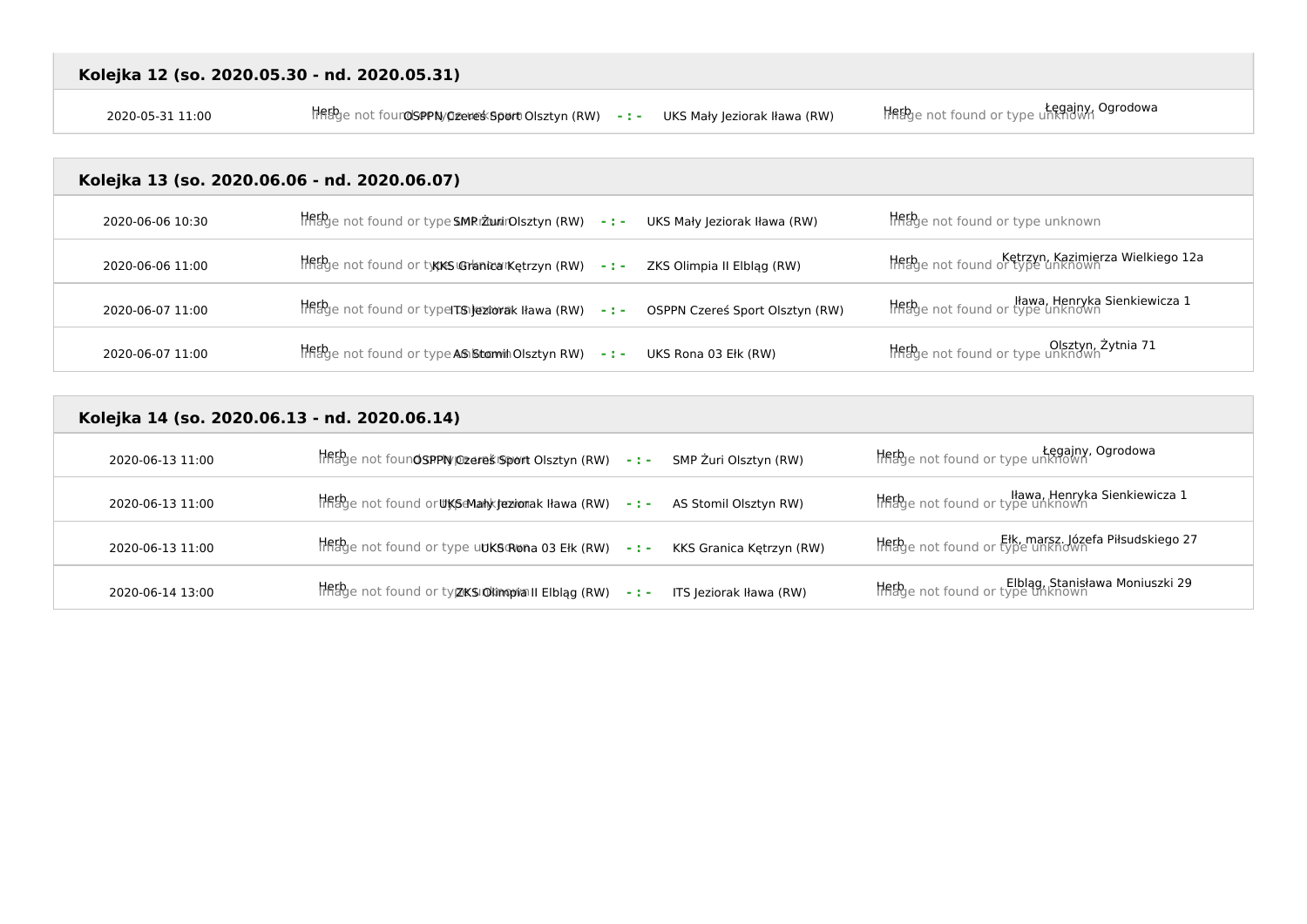## Kolejka 12 (so. 2020.05.30 - nd. 2020.05.31)

| | | | | | |
|---|---|---|---|---|---|
| 2020-05-31 11:00 | Herb Image not found or type unknown OSPPN Czereś Sport Olsztyn (RW) | - : - | UKS Mały Jeziorak Iława (RW) | Herb Image not found or type unknown | Łęgajny, Ogrodowa |

## Kolejka 13 (so. 2020.06.06 - nd. 2020.06.07)

| | | | | | |
|---|---|---|---|---|---|
| 2020-06-06 10:30 | Herb Image not found or type unknown SMP Żuri Olsztyn (RW) | - : - | UKS Mały Jeziorak Iława (RW) | Herb Image not found or type unknown | |
| 2020-06-06 11:00 | Herb Image not found or type unknown KKS Granica Kętrzyn (RW) | - : - | ZKS Olimpia II Elbląg (RW) | Herb Image not found or type unknown | Kętrzyn, Kazimierza Wielkiego 12a |
| 2020-06-07 11:00 | Herb Image not found or type unknown ITS Jeziorak Iława (RW) | - : - | OSPPN Czereś Sport Olsztyn (RW) | Herb Image not found or type unknown | Iława, Henryka Sienkiewicza 1 |
| 2020-06-07 11:00 | Herb Image not found or type unknown AS Stomil Olsztyn RW) | - : - | UKS Rona 03 Ełk (RW) | Herb Image not found or type unknown | Olsztyn, Żytnia 71 |

## Kolejka 14 (so. 2020.06.13 - nd. 2020.06.14)

| | | | | | |
|---|---|---|---|---|---|
| 2020-06-13 11:00 | Herb Image not found or type unknown OSPPN Czereś Sport Olsztyn (RW) | - : - | SMP Żuri Olsztyn (RW) | Herb Image not found or type unknown | Łęgajny, Ogrodowa |
| 2020-06-13 11:00 | Herb Image not found or type unknown UKS Mały Jeziorak Iława (RW) | - : - | AS Stomil Olsztyn RW) | Herb Image not found or type unknown | Iława, Henryka Sienkiewicza 1 |
| 2020-06-13 11:00 | Herb Image not found or type unknown UKS Rona 03 Ełk (RW) | - : - | KKS Granica Kętrzyn (RW) | Herb Image not found or type unknown | Ełk, marsz. Józefa Piłsudskiego 27 |
| 2020-06-14 13:00 | Herb Image not found or type unknown ZKS Olimpia II Elbląg (RW) | - : - | ITS Jeziorak Iława (RW) | Herb Image not found or type unknown | Elbląg, Stanisława Moniuszki 29 |